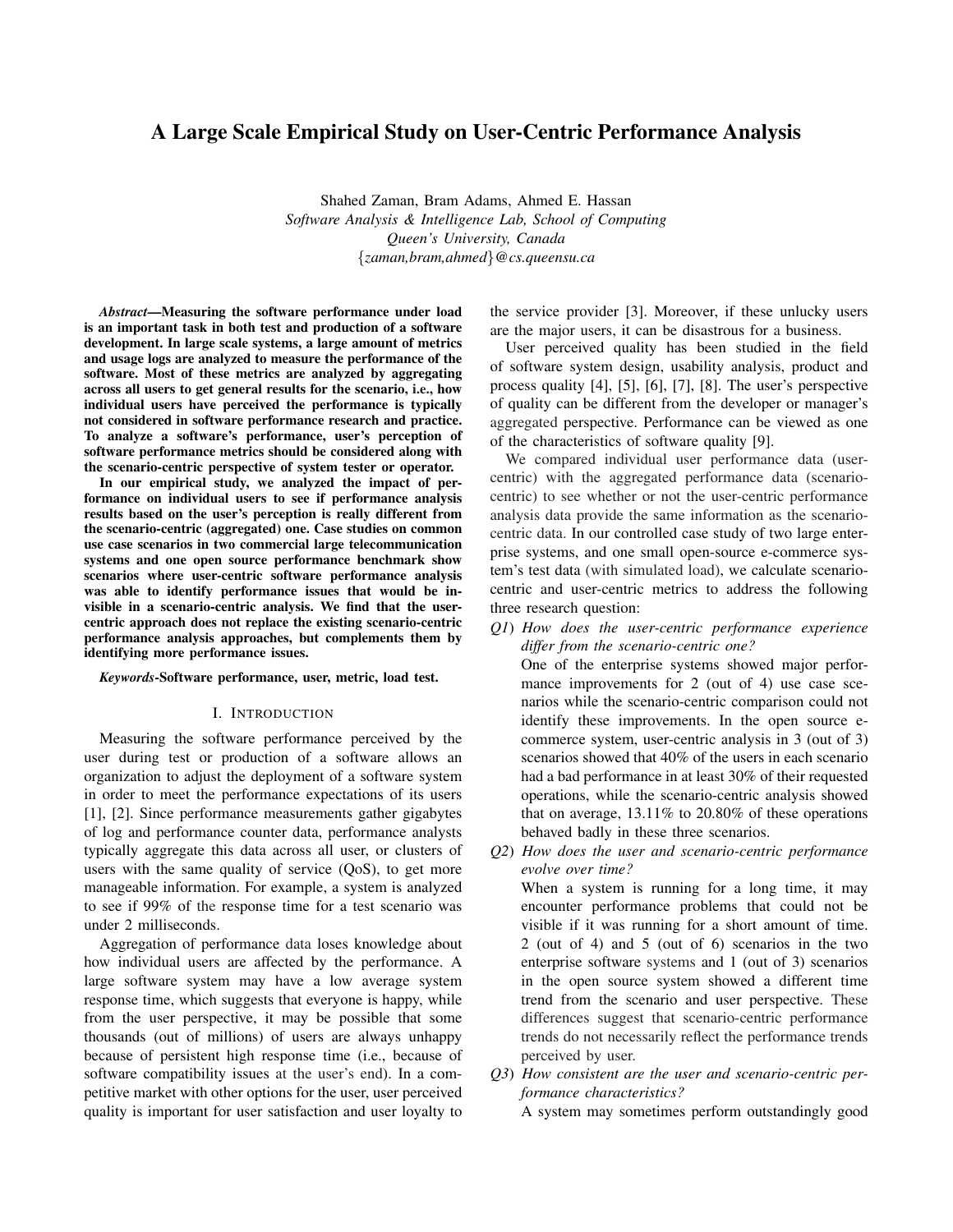# A Large Scale Empirical Study on User-Centric Performance Analysis

Shahed Zaman, Bram Adams, Ahmed E. Hassan
*Software Analysis & Intelligence Lab, School of Computing*
*Queen's University, Canada*
{*zaman,bram,ahmed*}*@cs.queensu.ca*

***Abstract*—Measuring the software performance under load is an important task in both test and production of a software development. In large scale systems, a large amount of metrics and usage logs are analyzed to measure the performance of the software. Most of these metrics are analyzed by aggregating across all users to get general results for the scenario, i.e., how individual users have perceived the performance is typically not considered in software performance research and practice. To analyze a software's performance, user's perception of software performance metrics should be considered along with the scenario-centric perspective of system tester or operator.**

**In our empirical study, we analyzed the impact of performance on individual users to see if performance analysis results based on the user's perception is really different from the scenario-centric (aggregated) one. Case studies on common use case scenarios in two commercial large telecommunication systems and one open source performance benchmark show scenarios where user-centric software performance analysis was able to identify performance issues that would be invisible in a scenario-centric analysis. We find that the user-centric approach does not replace the existing scenario-centric performance analysis approaches, but complements them by identifying more performance issues.**

***Keywords*-Software performance, user, metric, load test.**

## I. Introduction

Measuring the software performance perceived by the user during test or production of a software allows an organization to adjust the deployment of a software system in order to meet the performance expectations of its users [1], [2]. Since performance measurements gather gigabytes of log and performance counter data, performance analysts typically aggregate this data across all user, or clusters of users with the same quality of service (QoS), to get more manageable information. For example, a system is analyzed to see if 99% of the response time for a test scenario was under 2 milliseconds.

Aggregation of performance data loses knowledge about how individual users are affected by the performance. A large software system may have a low average system response time, which suggests that everyone is happy, while from the user perspective, it may be possible that some thousands (out of millions) of users are always unhappy because of persistent high response time (i.e., because of software compatibility issues at the user's end). In a competitive market with other options for the user, user perceived quality is important for user satisfaction and user loyalty to the service provider [3]. Moreover, if these unlucky users are the major users, it can be disastrous for a business.

User perceived quality has been studied in the field of software system design, usability analysis, product and process quality [4], [5], [6], [7], [8]. The user's perspective of quality can be different from the developer or manager's aggregated perspective. Performance can be viewed as one of the characteristics of software quality [9].

We compared individual user performance data (user-centric) with the aggregated performance data (scenario-centric) to see whether or not the user-centric performance analysis data provide the same information as the scenario-centric data. In our controlled case study of two large enterprise systems, and one small open-source e-commerce system's test data (with simulated load), we calculate scenario-centric and user-centric metrics to address the following three research question:

*Q1*) *How does the user-centric performance experience differ from the scenario-centric one?*
One of the enterprise systems showed major performance improvements for 2 (out of 4) use case scenarios while the scenario-centric comparison could not identify these improvements. In the open source e-commerce system, user-centric analysis in 3 (out of 3) scenarios showed that 40% of the users in each scenario had a bad performance in at least 30% of their requested operations, while the scenario-centric analysis showed that on average, 13.11% to 20.80% of these operations behaved badly in these three scenarios.

*Q2*) *How does the user and scenario-centric performance evolve over time?*
When a system is running for a long time, it may encounter performance problems that could not be visible if it was running for a short amount of time. 2 (out of 4) and 5 (out of 6) scenarios in the two enterprise software systems and 1 (out of 3) scenarios in the open source system showed a different time trend from the scenario and user perspective. These differences suggest that scenario-centric performance trends do not necessarily reflect the performance trends perceived by user.

*Q3*) *How consistent are the user and scenario-centric performance characteristics?*
A system may sometimes perform outstandingly good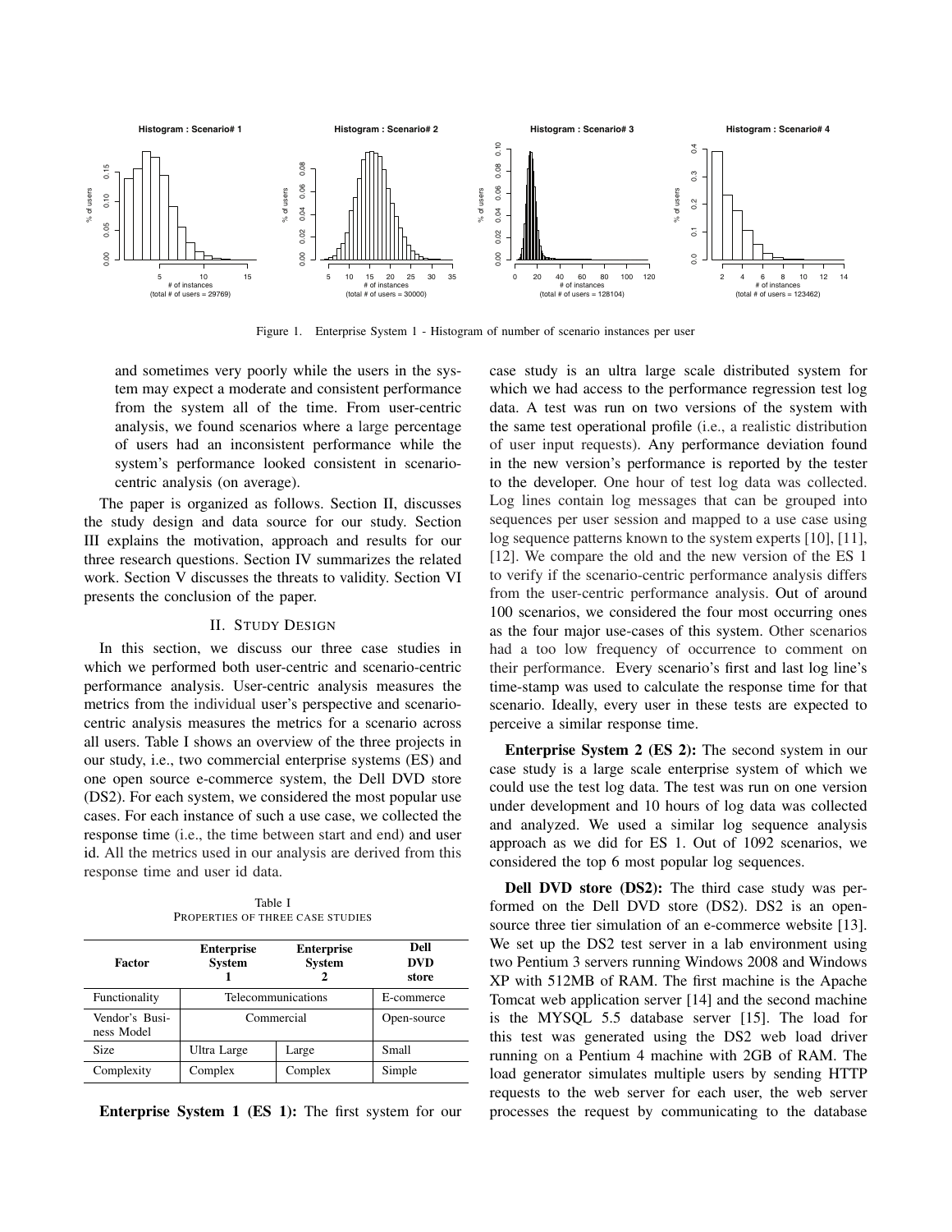Figure 1. Enterprise System 1 - Histogram of number of scenario instances per user

and sometimes very poorly while the users in the system may expect a moderate and consistent performance from the system all of the time. From user-centric analysis, we found scenarios where a large percentage of users had an inconsistent performance while the system's performance looked consistent in scenario-centric analysis (on average).

The paper is organized as follows. Section II, discusses the study design and data source for our study. Section III explains the motivation, approach and results for our three research questions. Section IV summarizes the related work. Section V discusses the threats to validity. Section VI presents the conclusion of the paper.

## II. Study Design

In this section, we discuss our three case studies in which we performed both user-centric and scenario-centric performance analysis. User-centric analysis measures the metrics from the individual user's perspective and scenario-centric analysis measures the metrics for a scenario across all users. Table I shows an overview of the three projects in our study, i.e., two commercial enterprise systems (ES) and one open source e-commerce system, the Dell DVD store (DS2). For each system, we considered the most popular use cases. For each instance of such a use case, we collected the response time (i.e., the time between start and end) and user id. All the metrics used in our analysis are derived from this response time and user id data.

Table I
Properties of three case studies

| Factor | Enterprise System 1 | Enterprise System 2 | Dell DVD store |
|---|---|---|---|
| Functionality | Telecommunications | | E-commerce |
| Vendor's Business Model | Commercial | | Open-source |
| Size | Ultra Large | Large | Small |
| Complexity | Complex | Complex | Simple |

**Enterprise System 1 (ES 1):** The first system for our case study is an ultra large scale distributed system for which we had access to the performance regression test log data. A test was run on two versions of the system with the same test operational profile (i.e., a realistic distribution of user input requests). Any performance deviation found in the new version's performance is reported by the tester to the developer. One hour of test log data was collected. Log lines contain log messages that can be grouped into sequences per user session and mapped to a use case using log sequence patterns known to the system experts [10], [11], [12]. We compare the old and the new version of the ES 1 to verify if the scenario-centric performance analysis differs from the user-centric performance analysis. Out of around 100 scenarios, we considered the four most occurring ones as the four major use-cases of this system. Other scenarios had a too low frequency of occurrence to comment on their performance. Every scenario's first and last log line's time-stamp was used to calculate the response time for that scenario. Ideally, every user in these tests are expected to perceive a similar response time.

**Enterprise System 2 (ES 2):** The second system in our case study is a large scale enterprise system of which we could use the test log data. The test was run on one version under development and 10 hours of log data was collected and analyzed. We used a similar log sequence analysis approach as we did for ES 1. Out of 1092 scenarios, we considered the top 6 most popular log sequences.

**Dell DVD store (DS2):** The third case study was performed on the Dell DVD store (DS2). DS2 is an open-source three tier simulation of an e-commerce website [13]. We set up the DS2 test server in a lab environment using two Pentium 3 servers running Windows 2008 and Windows XP with 512MB of RAM. The first machine is the Apache Tomcat web application server [14] and the second machine is the MYSQL 5.5 database server [15]. The load for this test was generated using the DS2 web load driver running on a Pentium 4 machine with 2GB of RAM. The load generator simulates multiple users by sending HTTP requests to the web server for each user, the web server processes the request by communicating to the database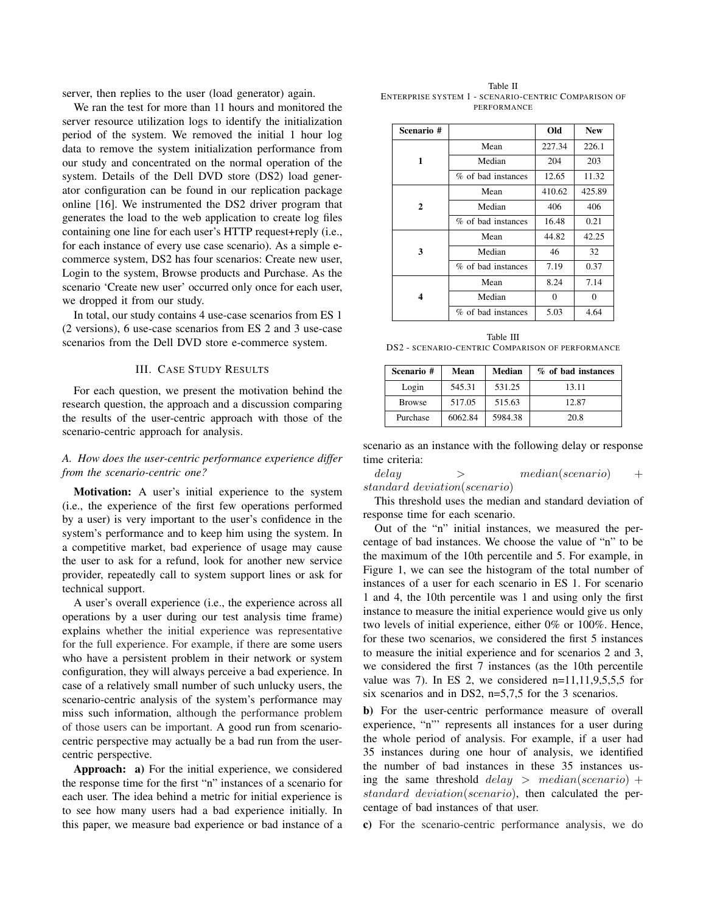server, then replies to the user (load generator) again.

We ran the test for more than 11 hours and monitored the server resource utilization logs to identify the initialization period of the system. We removed the initial 1 hour log data to remove the system initialization performance from our study and concentrated on the normal operation of the system. Details of the Dell DVD store (DS2) load generator configuration can be found in our replication package online [16]. We instrumented the DS2 driver program that generates the load to the web application to create log files containing one line for each user's HTTP request+reply (i.e., for each instance of every use case scenario). As a simple e-commerce system, DS2 has four scenarios: Create new user, Login to the system, Browse products and Purchase. As the scenario 'Create new user' occurred only once for each user, we dropped it from our study.

In total, our study contains 4 use-case scenarios from ES 1 (2 versions), 6 use-case scenarios from ES 2 and 3 use-case scenarios from the Dell DVD store e-commerce system.

## III. Case Study Results

For each question, we present the motivation behind the research question, the approach and a discussion comparing the results of the user-centric approach with those of the scenario-centric approach for analysis.

### A. How does the user-centric performance experience differ from the scenario-centric one?

**Motivation:** A user's initial experience to the system (i.e., the experience of the first few operations performed by a user) is very important to the user's confidence in the system's performance and to keep him using the system. In a competitive market, bad experience of usage may cause the user to ask for a refund, look for another new service provider, repeatedly call to system support lines or ask for technical support.

A user's overall experience (i.e., the experience across all operations by a user during our test analysis time frame) explains whether the initial experience was representative for the full experience. For example, if there are some users who have a persistent problem in their network or system configuration, they will always perceive a bad experience. In case of a relatively small number of such unlucky users, the scenario-centric analysis of the system's performance may miss such information, although the performance problem of those users can be important. A good run from scenario-centric perspective may actually be a bad run from the user-centric perspective.

**Approach:** **a)** For the initial experience, we considered the response time for the first "n" instances of a scenario for each user. The idea behind a metric for initial experience is to see how many users had a bad experience initially. In this paper, we measure bad experience or bad instance of a scenario as an instance with the following delay or response time criteria:

$delay > median(scenario) + standard\ deviation(scenario)$

This threshold uses the median and standard deviation of response time for each scenario.

Out of the "n" initial instances, we measured the percentage of bad instances. We choose the value of "n" to be the maximum of the 10th percentile and 5. For example, in Figure 1, we can see the histogram of the total number of instances of a user for each scenario in ES 1. For scenario 1 and 4, the 10th percentile was 1 and using only the first instance to measure the initial experience would give us only two levels of initial experience, either 0% or 100%. Hence, for these two scenarios, we considered the first 5 instances to measure the initial experience and for scenarios 2 and 3, we considered the first 7 instances (as the 10th percentile value was 7). In ES 2, we considered n=11,11,9,5,5,5 for six scenarios and in DS2, n=5,7,5 for the 3 scenarios.

**b)** For the user-centric performance measure of overall experience, "n"' represents all instances for a user during the whole period of analysis. For example, if a user had 35 instances during one hour of analysis, we identified the number of bad instances in these 35 instances using the same threshold $delay > median(scenario) + standard\ deviation(scenario)$, then calculated the percentage of bad instances of that user.

**c)** For the scenario-centric performance analysis, we do

Table II
Enterprise system 1 - scenario-centric Comparison of performance

| Scenario # | | Old | New |
|---|---|---|---|
| 1 | Mean | 227.34 | 226.1 |
| | Median | 204 | 203 |
| | % of bad instances | 12.65 | 11.32 |
| 2 | Mean | 410.62 | 425.89 |
| | Median | 406 | 406 |
| | % of bad instances | 16.48 | 0.21 |
| 3 | Mean | 44.82 | 42.25 |
| | Median | 46 | 32 |
| | % of bad instances | 7.19 | 0.37 |
| 4 | Mean | 8.24 | 7.14 |
| | Median | 0 | 0 |
| | % of bad instances | 5.03 | 4.64 |

Table III
DS2 - scenario-centric Comparison of performance

| Scenario # | Mean | Median | % of bad instances |
|---|---|---|---|
| Login | 545.31 | 531.25 | 13.11 |
| Browse | 517.05 | 515.63 | 12.87 |
| Purchase | 6062.84 | 5984.38 | 20.8 |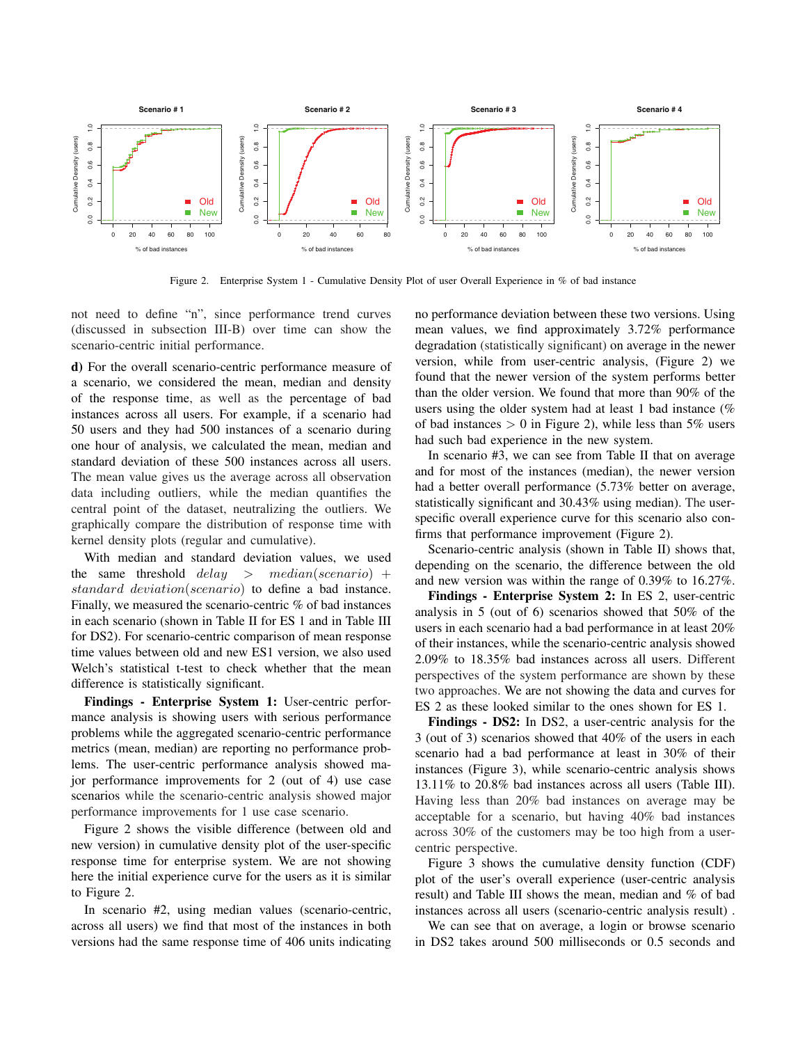Figure 2. Enterprise System 1 - Cumulative Density Plot of user Overall Experience in % of bad instance

not need to define "n", since performance trend curves (discussed in subsection III-B) over time can show the scenario-centric initial performance.

**d)** For the overall scenario-centric performance measure of a scenario, we considered the mean, median and density of the response time, as well as the percentage of bad instances across all users. For example, if a scenario had 50 users and they had 500 instances of a scenario during one hour of analysis, we calculated the mean, median and standard deviation of these 500 instances across all users. The mean value gives us the average across all observation data including outliers, while the median quantifies the central point of the dataset, neutralizing the outliers. We graphically compare the distribution of response time with kernel density plots (regular and cumulative).

With median and standard deviation values, we used the same threshold $delay > median(scenario) + standard\ deviation(scenario)$ to define a bad instance. Finally, we measured the scenario-centric % of bad instances in each scenario (shown in Table II for ES 1 and in Table III for DS2). For scenario-centric comparison of mean response time values between old and new ES1 version, we also used Welch's statistical t-test to check whether that the mean difference is statistically significant.

**Findings - Enterprise System 1:** User-centric performance analysis is showing users with serious performance problems while the aggregated scenario-centric performance metrics (mean, median) are reporting no performance problems. The user-centric performance analysis showed major performance improvements for 2 (out of 4) use case scenarios while the scenario-centric analysis showed major performance improvements for 1 use case scenario.

Figure 2 shows the visible difference (between old and new version) in cumulative density plot of the user-specific response time for enterprise system. We are not showing here the initial experience curve for the users as it is similar to Figure 2.

In scenario #2, using median values (scenario-centric, across all users) we find that most of the instances in both versions had the same response time of 406 units indicating no performance deviation between these two versions. Using mean values, we find approximately 3.72% performance degradation (statistically significant) on average in the newer version, while from user-centric analysis, (Figure 2) we found that the newer version of the system performs better than the older version. We found that more than 90% of the users using the older system had at least 1 bad instance (% of bad instances $> 0$ in Figure 2), while less than 5% users had such bad experience in the new system.

In scenario #3, we can see from Table II that on average and for most of the instances (median), the newer version had a better overall performance (5.73% better on average, statistically significant and 30.43% using median). The user-specific overall experience curve for this scenario also confirms that performance improvement (Figure 2).

Scenario-centric analysis (shown in Table II) shows that, depending on the scenario, the difference between the old and new version was within the range of 0.39% to 16.27%.

**Findings - Enterprise System 2:** In ES 2, user-centric analysis in 5 (out of 6) scenarios showed that 50% of the users in each scenario had a bad performance in at least 20% of their instances, while the scenario-centric analysis showed 2.09% to 18.35% bad instances across all users. Different perspectives of the system performance are shown by these two approaches. We are not showing the data and curves for ES 2 as these looked similar to the ones shown for ES 1.

**Findings - DS2:** In DS2, a user-centric analysis for the 3 (out of 3) scenarios showed that 40% of the users in each scenario had a bad performance at least in 30% of their instances (Figure 3), while scenario-centric analysis shows 13.11% to 20.8% bad instances across all users (Table III). Having less than 20% bad instances on average may be acceptable for a scenario, but having 40% bad instances across 30% of the customers may be too high from a user-centric perspective.

Figure 3 shows the cumulative density function (CDF) plot of the user's overall experience (user-centric analysis result) and Table III shows the mean, median and % of bad instances across all users (scenario-centric analysis result) .

We can see that on average, a login or browse scenario in DS2 takes around 500 milliseconds or 0.5 seconds and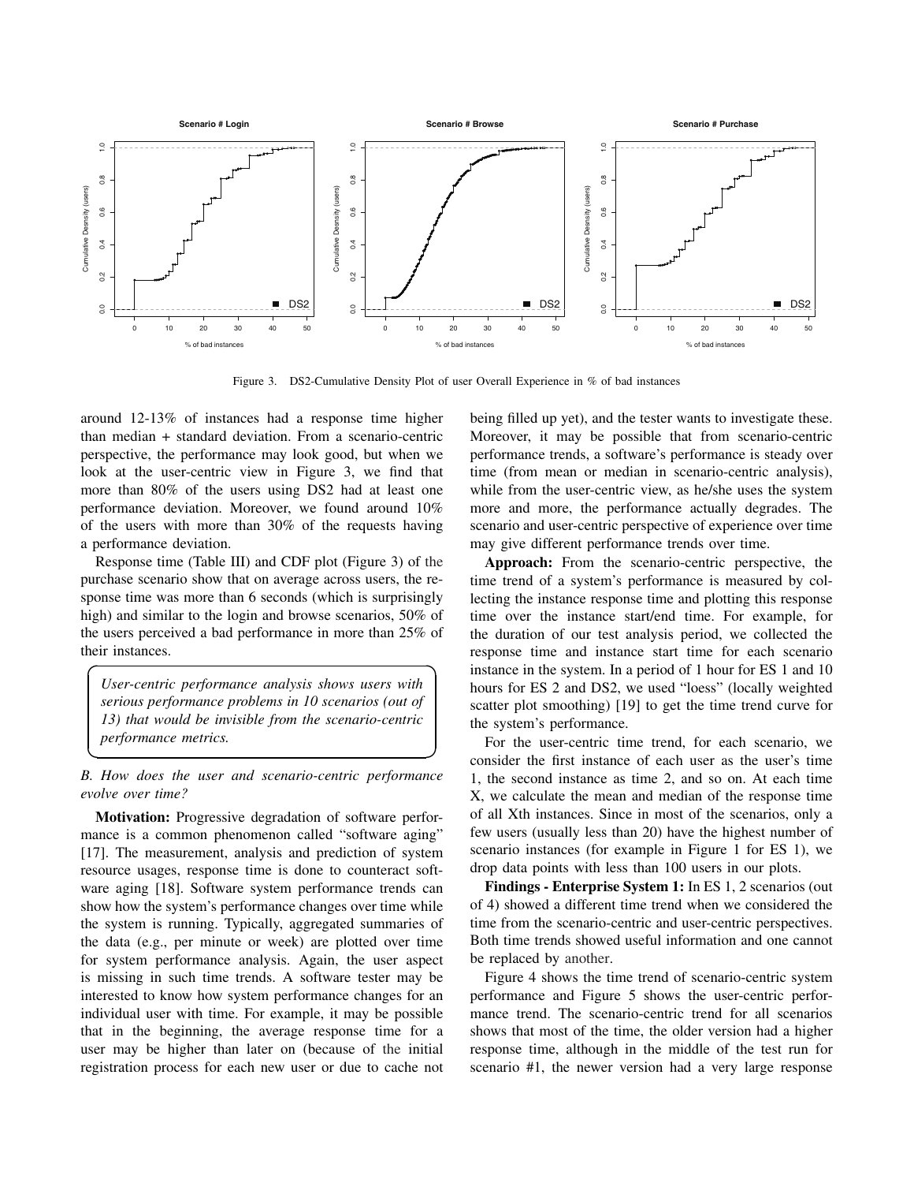Figure 3. DS2-Cumulative Density Plot of user Overall Experience in % of bad instances

around 12-13% of instances had a response time higher than median + standard deviation. From a scenario-centric perspective, the performance may look good, but when we look at the user-centric view in Figure 3, we find that more than 80% of the users using DS2 had at least one performance deviation. Moreover, we found around 10% of the users with more than 30% of the requests having a performance deviation.

Response time (Table III) and CDF plot (Figure 3) of the purchase scenario show that on average across users, the response time was more than 6 seconds (which is surprisingly high) and similar to the login and browse scenarios, 50% of the users perceived a bad performance in more than 25% of their instances.

> *User-centric performance analysis shows users with serious performance problems in 10 scenarios (out of 13) that would be invisible from the scenario-centric performance metrics.*

### *B. How does the user and scenario-centric performance evolve over time?*

**Motivation:** Progressive degradation of software performance is a common phenomenon called "software aging" [17]. The measurement, analysis and prediction of system resource usages, response time is done to counteract software aging [18]. Software system performance trends can show how the system's performance changes over time while the system is running. Typically, aggregated summaries of the data (e.g., per minute or week) are plotted over time for system performance analysis. Again, the user aspect is missing in such time trends. A software tester may be interested to know how system performance changes for an individual user with time. For example, it may be possible that in the beginning, the average response time for a user may be higher than later on (because of the initial registration process for each new user or due to cache not being filled up yet), and the tester wants to investigate these. Moreover, it may be possible that from scenario-centric performance trends, a software's performance is steady over time (from mean or median in scenario-centric analysis), while from the user-centric view, as he/she uses the system more and more, the performance actually degrades. The scenario and user-centric perspective of experience over time may give different performance trends over time.

**Approach:** From the scenario-centric perspective, the time trend of a system's performance is measured by collecting the instance response time and plotting this response time over the instance start/end time. For example, for the duration of our test analysis period, we collected the response time and instance start time for each scenario instance in the system. In a period of 1 hour for ES 1 and 10 hours for ES 2 and DS2, we used "loess" (locally weighted scatter plot smoothing) [19] to get the time trend curve for the system's performance.

For the user-centric time trend, for each scenario, we consider the first instance of each user as the user's time 1, the second instance as time 2, and so on. At each time X, we calculate the mean and median of the response time of all Xth instances. Since in most of the scenarios, only a few users (usually less than 20) have the highest number of scenario instances (for example in Figure 1 for ES 1), we drop data points with less than 100 users in our plots.

**Findings - Enterprise System 1:** In ES 1, 2 scenarios (out of 4) showed a different time trend when we considered the time from the scenario-centric and user-centric perspectives. Both time trends showed useful information and one cannot be replaced by another.

Figure 4 shows the time trend of scenario-centric system performance and Figure 5 shows the user-centric performance trend. The scenario-centric trend for all scenarios shows that most of the time, the older version had a higher response time, although in the middle of the test run for scenario #1, the newer version had a very large response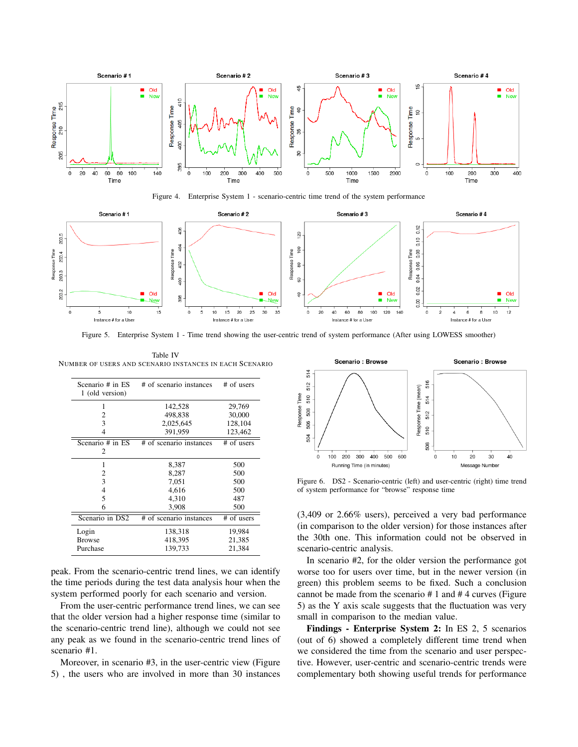Figure 4. Enterprise System 1 - scenario-centric time trend of the system performance

Figure 5. Enterprise System 1 - Time trend showing the user-centric trend of system performance (After using LOWESS smoother)

Table IV
NUMBER OF USERS AND SCENARIO INSTANCES IN EACH SCENARIO

| Scenario # in ES 1 (old version) | # of scenario instances | # of users |
|---|---|---|
| 1 | 142,528 | 29,769 |
| 2 | 498,838 | 30,000 |
| 3 | 2,025,645 | 128,104 |
| 4 | 391,959 | 123,462 |
| **Scenario # in ES 2** | **# of scenario instances** | **# of users** |
| 1 | 8,387 | 500 |
| 2 | 8,287 | 500 |
| 3 | 7,051 | 500 |
| 4 | 4,616 | 500 |
| 5 | 4,310 | 487 |
| 6 | 3,908 | 500 |
| **Scenario in DS2** | **# of scenario instances** | **# of users** |
| Login | 138,318 | 19,984 |
| Browse | 418,395 | 21,385 |
| Purchase | 139,733 | 21,384 |

peak. From the scenario-centric trend lines, we can identify the time periods during the test data analysis hour when the system performed poorly for each scenario and version.

From the user-centric performance trend lines, we can see that the older version had a higher response time (similar to the scenario-centric trend line), although we could not see any peak as we found in the scenario-centric trend lines of scenario #1.

Moreover, in scenario #3, in the user-centric view (Figure 5) , the users who are involved in more than 30 instances

Figure 6. DS2 - Scenario-centric (left) and user-centric (right) time trend of system performance for "browse" response time

(3,409 or 2.66% users), perceived a very bad performance (in comparison to the older version) for those instances after the 30th one. This information could not be observed in scenario-centric analysis.

In scenario #2, for the older version the performance got worse too for users over time, but in the newer version (in green) this problem seems to be fixed. Such a conclusion cannot be made from the scenario # 1 and # 4 curves (Figure 5) as the Y axis scale suggests that the fluctuation was very small in comparison to the median value.

**Findings - Enterprise System 2:** In ES 2, 5 scenarios (out of 6) showed a completely different time trend when we considered the time from the scenario and user perspective. However, user-centric and scenario-centric trends were complementary both showing useful trends for performance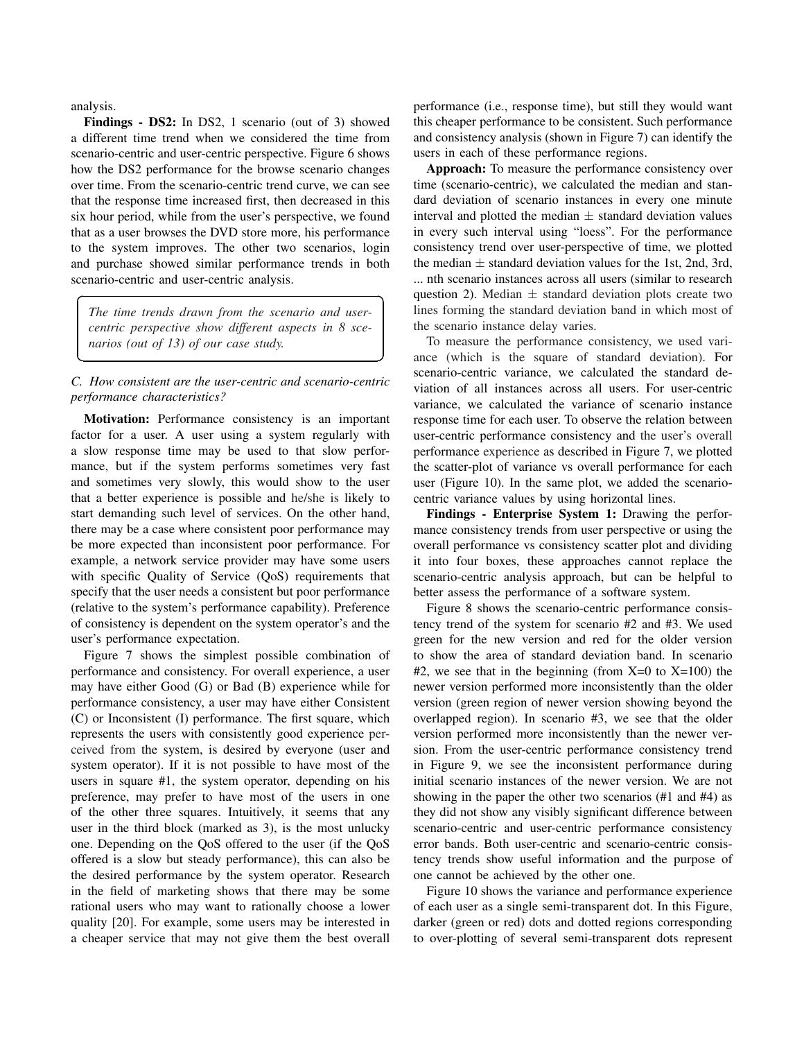analysis.

**Findings - DS2:** In DS2, 1 scenario (out of 3) showed a different time trend when we considered the time from scenario-centric and user-centric perspective. Figure 6 shows how the DS2 performance for the browse scenario changes over time. From the scenario-centric trend curve, we can see that the response time increased first, then decreased in this six hour period, while from the user's perspective, we found that as a user browses the DVD store more, his performance to the system improves. The other two scenarios, login and purchase showed similar performance trends in both scenario-centric and user-centric analysis.

> *The time trends drawn from the scenario and user-centric perspective show different aspects in 8 scenarios (out of 13) of our case study.*

### C. How consistent are the user-centric and scenario-centric performance characteristics?

**Motivation:** Performance consistency is an important factor for a user. A user using a system regularly with a slow response time may be used to that slow performance, but if the system performs sometimes very fast and sometimes very slowly, this would show to the user that a better experience is possible and he/she is likely to start demanding such level of services. On the other hand, there may be a case where consistent poor performance may be more expected than inconsistent poor performance. For example, a network service provider may have some users with specific Quality of Service (QoS) requirements that specify that the user needs a consistent but poor performance (relative to the system's performance capability). Preference of consistency is dependent on the system operator's and the user's performance expectation.

Figure 7 shows the simplest possible combination of performance and consistency. For overall experience, a user may have either Good (G) or Bad (B) experience while for performance consistency, a user may have either Consistent (C) or Inconsistent (I) performance. The first square, which represents the users with consistently good experience perceived from the system, is desired by everyone (user and system operator). If it is not possible to have most of the users in square #1, the system operator, depending on his preference, may prefer to have most of the users in one of the other three squares. Intuitively, it seems that any user in the third block (marked as 3), is the most unlucky one. Depending on the QoS offered to the user (if the QoS offered is a slow but steady performance), this can also be the desired performance by the system operator. Research in the field of marketing shows that there may be some rational users who may want to rationally choose a lower quality [20]. For example, some users may be interested in a cheaper service that may not give them the best overall performance (i.e., response time), but still they would want this cheaper performance to be consistent. Such performance and consistency analysis (shown in Figure 7) can identify the users in each of these performance regions.

**Approach:** To measure the performance consistency over time (scenario-centric), we calculated the median and standard deviation of scenario instances in every one minute interval and plotted the median $\pm$ standard deviation values in every such interval using "loess". For the performance consistency trend over user-perspective of time, we plotted the median $\pm$ standard deviation values for the 1st, 2nd, 3rd, ... nth scenario instances across all users (similar to research question 2). Median $\pm$ standard deviation plots create two lines forming the standard deviation band in which most of the scenario instance delay varies.

To measure the performance consistency, we used variance (which is the square of standard deviation). For scenario-centric variance, we calculated the standard deviation of all instances across all users. For user-centric variance, we calculated the variance of scenario instance response time for each user. To observe the relation between user-centric performance consistency and the user's overall performance experience as described in Figure 7, we plotted the scatter-plot of variance vs overall performance for each user (Figure 10). In the same plot, we added the scenario-centric variance values by using horizontal lines.

**Findings - Enterprise System 1:** Drawing the performance consistency trends from user perspective or using the overall performance vs consistency scatter plot and dividing it into four boxes, these approaches cannot replace the scenario-centric analysis approach, but can be helpful to better assess the performance of a software system.

Figure 8 shows the scenario-centric performance consistency trend of the system for scenario #2 and #3. We used green for the new version and red for the older version to show the area of standard deviation band. In scenario #2, we see that in the beginning (from X=0 to X=100) the newer version performed more inconsistently than the older version (green region of newer version showing beyond the overlapped region). In scenario #3, we see that the older version performed more inconsistently than the newer version. From the user-centric performance consistency trend in Figure 9, we see the inconsistent performance during initial scenario instances of the newer version. We are not showing in the paper the other two scenarios (#1 and #4) as they did not show any visibly significant difference between scenario-centric and user-centric performance consistency error bands. Both user-centric and scenario-centric consistency trends show useful information and the purpose of one cannot be achieved by the other one.

Figure 10 shows the variance and performance experience of each user as a single semi-transparent dot. In this Figure, darker (green or red) dots and dotted regions corresponding to over-plotting of several semi-transparent dots represent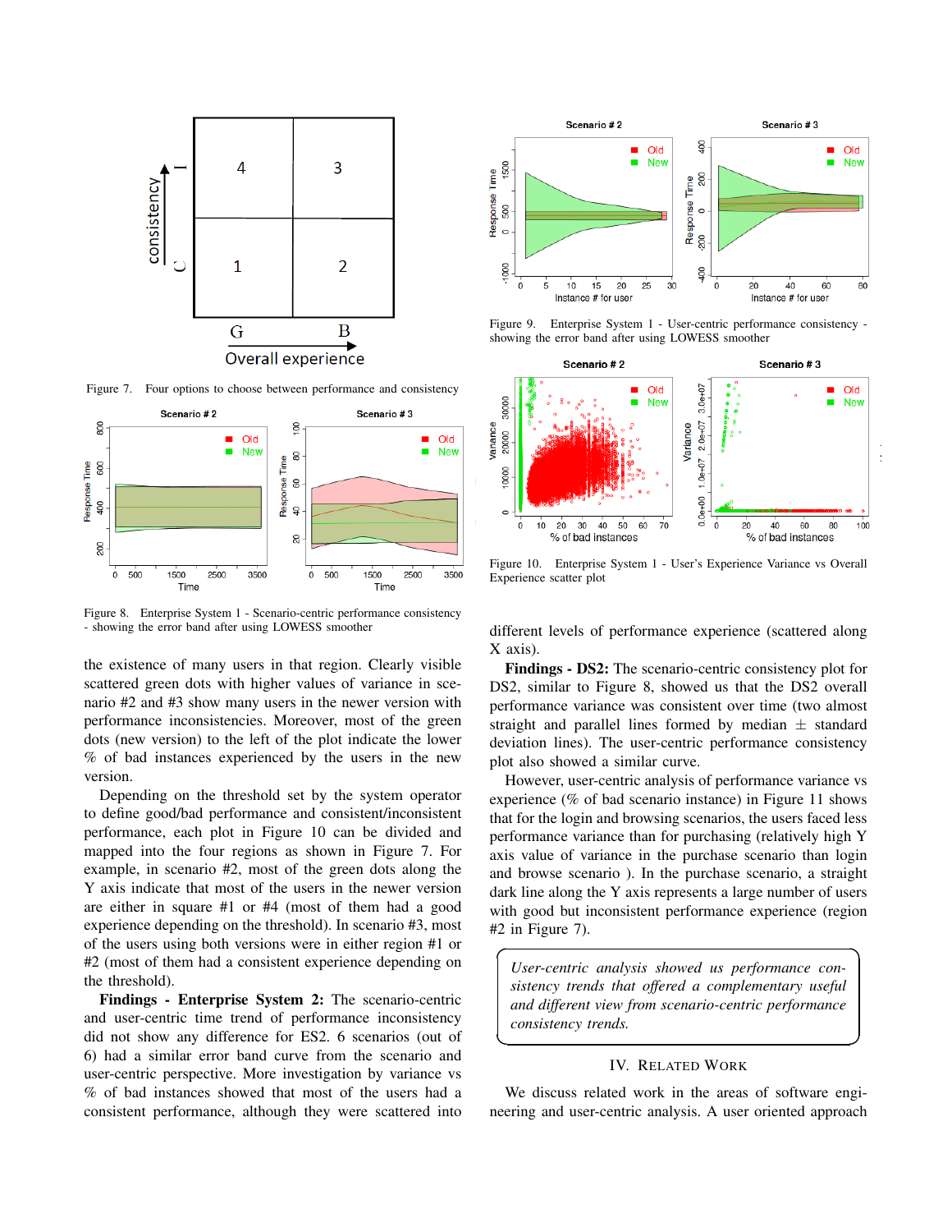Figure 7. Four options to choose between performance and consistency

Figure 8. Enterprise System 1 - Scenario-centric performance consistency - showing the error band after using LOWESS smoother

the existence of many users in that region. Clearly visible scattered green dots with higher values of variance in scenario #2 and #3 show many users in the newer version with performance inconsistencies. Moreover, most of the green dots (new version) to the left of the plot indicate the lower % of bad instances experienced by the users in the new version.

Depending on the threshold set by the system operator to define good/bad performance and consistent/inconsistent performance, each plot in Figure 10 can be divided and mapped into the four regions as shown in Figure 7. For example, in scenario #2, most of the green dots along the Y axis indicate that most of the users in the newer version are either in square #1 or #4 (most of them had a good experience depending on the threshold). In scenario #3, most of the users using both versions were in either region #1 or #2 (most of them had a consistent experience depending on the threshold).

**Findings - Enterprise System 2:** The scenario-centric and user-centric time trend of performance inconsistency did not show any difference for ES2. 6 scenarios (out of 6) had a similar error band curve from the scenario and user-centric perspective. More investigation by variance vs % of bad instances showed that most of the users had a consistent performance, although they were scattered into different levels of performance experience (scattered along X axis).

Figure 9. Enterprise System 1 - User-centric performance consistency - showing the error band after using LOWESS smoother

Figure 10. Enterprise System 1 - User's Experience Variance vs Overall Experience scatter plot

**Findings - DS2:** The scenario-centric consistency plot for DS2, similar to Figure 8, showed us that the DS2 overall performance variance was consistent over time (two almost straight and parallel lines formed by median $\pm$ standard deviation lines). The user-centric performance consistency plot also showed a similar curve.

However, user-centric analysis of performance variance vs experience (% of bad scenario instance) in Figure 11 shows that for the login and browsing scenarios, the users faced less performance variance than for purchasing (relatively high Y axis value of variance in the purchase scenario than login and browse scenario ). In the purchase scenario, a straight dark line along the Y axis represents a large number of users with good but inconsistent performance experience (region #2 in Figure 7).

> *User-centric analysis showed us performance consistency trends that offered a complementary useful and different view from scenario-centric performance consistency trends.*

## IV. Related Work

We discuss related work in the areas of software engineering and user-centric analysis. A user oriented approach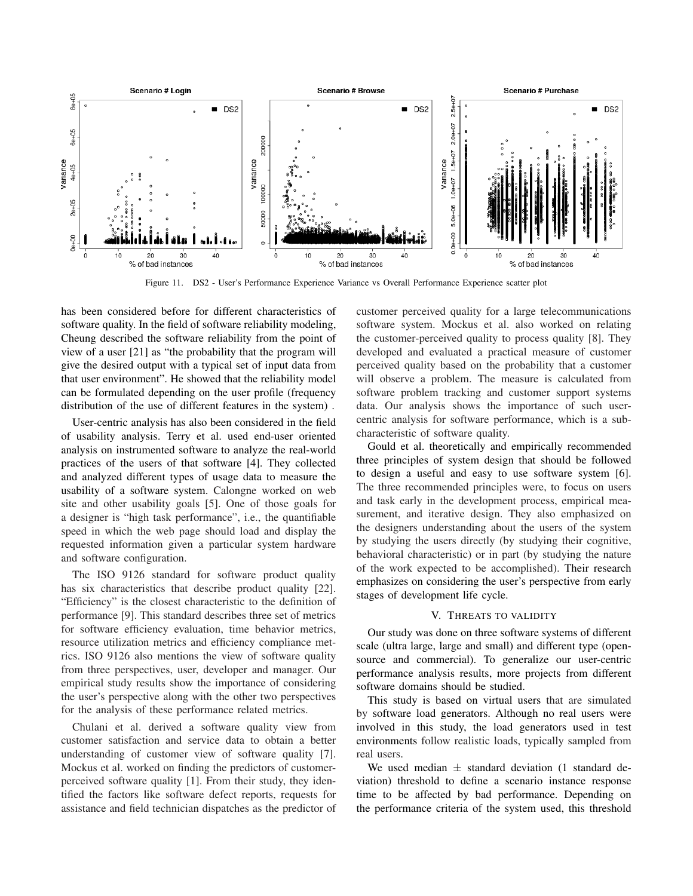Figure 11. DS2 - User's Performance Experience Variance vs Overall Performance Experience scatter plot

has been considered before for different characteristics of software quality. In the field of software reliability modeling, Cheung described the software reliability from the point of view of a user [21] as "the probability that the program will give the desired output with a typical set of input data from that user environment". He showed that the reliability model can be formulated depending on the user profile (frequency distribution of the use of different features in the system) .

User-centric analysis has also been considered in the field of usability analysis. Terry et al. used end-user oriented analysis on instrumented software to analyze the real-world practices of the users of that software [4]. They collected and analyzed different types of usage data to measure the usability of a software system. Calongne worked on web site and other usability goals [5]. One of those goals for a designer is "high task performance", i.e., the quantifiable speed in which the web page should load and display the requested information given a particular system hardware and software configuration.

The ISO 9126 standard for software product quality has six characteristics that describe product quality [22]. "Efficiency" is the closest characteristic to the definition of performance [9]. This standard describes three set of metrics for software efficiency evaluation, time behavior metrics, resource utilization metrics and efficiency compliance metrics. ISO 9126 also mentions the view of software quality from three perspectives, user, developer and manager. Our empirical study results show the importance of considering the user's perspective along with the other two perspectives for the analysis of these performance related metrics.

Chulani et al. derived a software quality view from customer satisfaction and service data to obtain a better understanding of customer view of software quality [7]. Mockus et al. worked on finding the predictors of customer-perceived software quality [1]. From their study, they identified the factors like software defect reports, requests for assistance and field technician dispatches as the predictor of customer perceived quality for a large telecommunications software system. Mockus et al. also worked on relating the customer-perceived quality to process quality [8]. They developed and evaluated a practical measure of customer perceived quality based on the probability that a customer will observe a problem. The measure is calculated from software problem tracking and customer support systems data. Our analysis shows the importance of such user-centric analysis for software performance, which is a sub-characteristic of software quality.

Gould et al. theoretically and empirically recommended three principles of system design that should be followed to design a useful and easy to use software system [6]. The three recommended principles were, to focus on users and task early in the development process, empirical measurement, and iterative design. They also emphasized on the designers understanding about the users of the system by studying the users directly (by studying their cognitive, behavioral characteristic) or in part (by studying the nature of the work expected to be accomplished). Their research emphasizes on considering the user's perspective from early stages of development life cycle.

## V. Threats to Validity

Our study was done on three software systems of different scale (ultra large, large and small) and different type (open-source and commercial). To generalize our user-centric performance analysis results, more projects from different software domains should be studied.

This study is based on virtual users that are simulated by software load generators. Although no real users were involved in this study, the load generators used in test environments follow realistic loads, typically sampled from real users.

We used median $\pm$ standard deviation (1 standard deviation) threshold to define a scenario instance response time to be affected by bad performance. Depending on the performance criteria of the system used, this threshold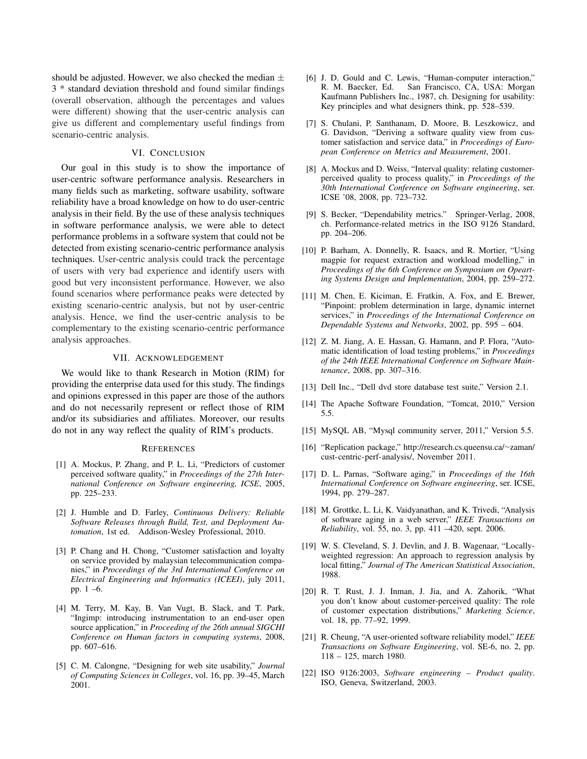should be adjusted. However, we also checked the median $\pm$ 3 * standard deviation threshold and found similar findings (overall observation, although the percentages and values were different) showing that the user-centric analysis can give us different and complementary useful findings from scenario-centric analysis.

## VI. Conclusion

Our goal in this study is to show the importance of user-centric software performance analysis. Researchers in many fields such as marketing, software usability, software reliability have a broad knowledge on how to do user-centric analysis in their field. By the use of these analysis techniques in software performance analysis, we were able to detect performance problems in a software system that could not be detected from existing scenario-centric performance analysis techniques. User-centric analysis could track the percentage of users with very bad experience and identify users with good but very inconsistent performance. However, we also found scenarios where performance peaks were detected by existing scenario-centric analysis, but not by user-centric analysis. Hence, we find the user-centric analysis to be complementary to the existing scenario-centric performance analysis approaches.

## VII. Acknowledgement

We would like to thank Research in Motion (RIM) for providing the enterprise data used for this study. The findings and opinions expressed in this paper are those of the authors and do not necessarily represent or reflect those of RIM and/or its subsidiaries and affiliates. Moreover, our results do not in any way reflect the quality of RIM's products.

## References

[1] A. Mockus, P. Zhang, and P. L. Li, "Predictors of customer perceived software quality," in *Proceedings of the 27th International Conference on Software engineering, ICSE*, 2005, pp. 225–233.

[2] J. Humble and D. Farley, *Continuous Delivery: Reliable Software Releases through Build, Test, and Deployment Automation*, 1st ed. Addison-Wesley Professional, 2010.

[3] P. Chang and H. Chong, "Customer satisfaction and loyalty on service provided by malaysian telecommunication companies," in *Proceedings of the 3rd International Conference on Electrical Engineering and Informatics (ICEEI)*, july 2011, pp. 1 –6.

[4] M. Terry, M. Kay, B. Van Vugt, B. Slack, and T. Park, "Ingimp: introducing instrumentation to an end-user open source application," in *Proceeding of the 26th annual SIGCHI Conference on Human factors in computing systems*, 2008, pp. 607–616.

[5] C. M. Calongne, "Designing for web site usability," *Journal of Computing Sciences in Colleges*, vol. 16, pp. 39–45, March 2001.

[6] J. D. Gould and C. Lewis, "Human-computer interaction," R. M. Baecker, Ed. San Francisco, CA, USA: Morgan Kaufmann Publishers Inc., 1987, ch. Designing for usability: Key principles and what designers think, pp. 528–539.

[7] S. Chulani, P. Santhanam, D. Moore, B. Leszkowicz, and G. Davidson, "Deriving a software quality view from customer satisfaction and service data," in *Proceedings of European Conference on Metrics and Measurement*, 2001.

[8] A. Mockus and D. Weiss, "Interval quality: relating customer-perceived quality to process quality," in *Proceedings of the 30th International Conference on Software engineering*, ser. ICSE '08, 2008, pp. 723–732.

[9] S. Becker, "Dependability metrics." Springer-Verlag, 2008, ch. Performance-related metrics in the ISO 9126 Standard, pp. 204–206.

[10] P. Barham, A. Donnelly, R. Isaacs, and R. Mortier, "Using magpie for request extraction and workload modelling," in *Proceedings of the 6th Conference on Symposium on Opearting Systems Design and Implementation*, 2004, pp. 259–272.

[11] M. Chen, E. Kiciman, E. Fratkin, A. Fox, and E. Brewer, "Pinpoint: problem determination in large, dynamic internet services," in *Proceedings of the International Conference on Dependable Systems and Networks*, 2002, pp. 595 – 604.

[12] Z. M. Jiang, A. E. Hassan, G. Hamann, and P. Flora, "Automatic identification of load testing problems," in *Proceedings of the 24th IEEE International Conference on Software Maintenance*, 2008, pp. 307–316.

[13] Dell Inc., "Dell dvd store database test suite," Version 2.1.

[14] The Apache Software Foundation, "Tomcat, 2010," Version 5.5.

[15] MySQL AB, "Mysql community server, 2011," Version 5.5.

[16] "Replication package," http://research.cs.queensu.ca/~zaman/cust-centric-perf-analysis/, November 2011.

[17] D. L. Parnas, "Software aging," in *Proceedings of the 16th International Conference on Software engineering*, ser. ICSE, 1994, pp. 279–287.

[18] M. Grottke, L. Li, K. Vaidyanathan, and K. Trivedi, "Analysis of software aging in a web server," *IEEE Transactions on Reliability*, vol. 55, no. 3, pp. 411 –420, sept. 2006.

[19] W. S. Cleveland, S. J. Devlin, and J. B. Wagenaar, "Locally-weighted regression: An approach to regression analysis by local fitting," *Journal of The American Statistical Association*, 1988.

[20] R. T. Rust, J. J. Inman, J. Jia, and A. Zahorik, "What you don't know about customer-perceived quality: The role of customer expectation distributions," *Marketing Science*, vol. 18, pp. 77–92, 1999.

[21] R. Cheung, "A user-oriented software reliability model," *IEEE Transactions on Software Engineering*, vol. SE-6, no. 2, pp. 118 – 125, march 1980.

[22] ISO 9126:2003, *Software engineering – Product quality*. ISO, Geneva, Switzerland, 2003.